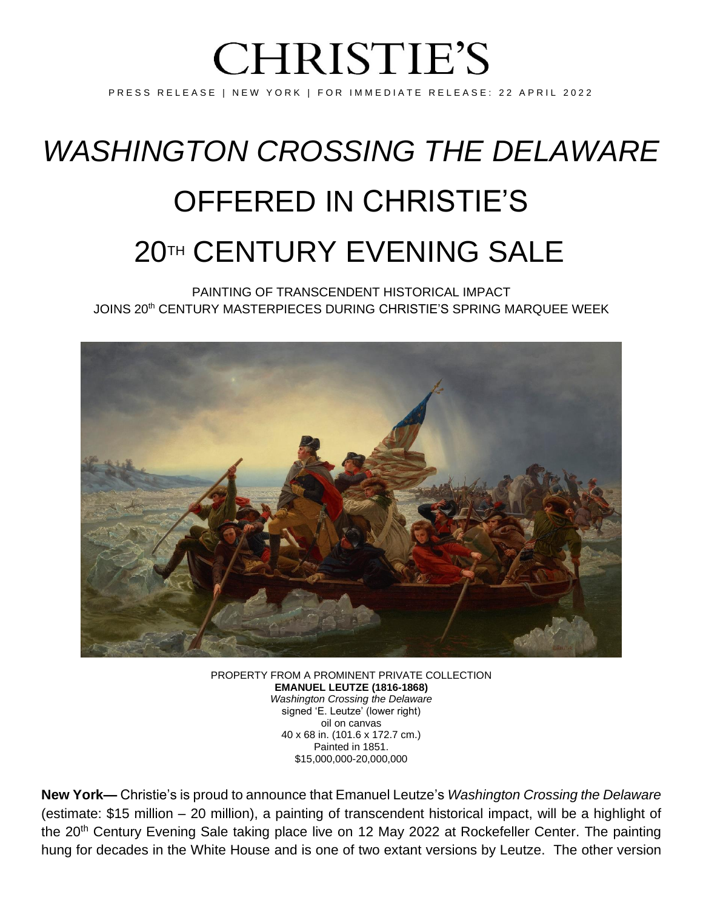# CHRISTIE'S

PRESS RELEASE | NEW YORK | FOR IMMEDIATE RELEASE: 22 APRIL 2022

# *WASHINGTON CROSSING THE DELAWARE* OFFERED IN CHRISTIE'S 20TH CENTURY EVENING SALE

PAINTING OF TRANSCENDENT HISTORICAL IMPACT
JOINS 20th CENTURY MASTERPIECES DURING CHRISTIE'S SPRING MARQUEE WEEK

PROPERTY FROM A PROMINENT PRIVATE COLLECTION
**EMANUEL LEUTZE (1816-1868)**
*Washington Crossing the Delaware*
signed 'E. Leutze' (lower right)
oil on canvas
40 x 68 in. (101.6 x 172.7 cm.)
Painted in 1851.
$15,000,000-20,000,000

**New York—** Christie's is proud to announce that Emanuel Leutze's *Washington Crossing the Delaware* (estimate: $15 million – 20 million), a painting of transcendent historical impact, will be a highlight of the 20th Century Evening Sale taking place live on 12 May 2022 at Rockefeller Center. The painting hung for decades in the White House and is one of two extant versions by Leutze. The other version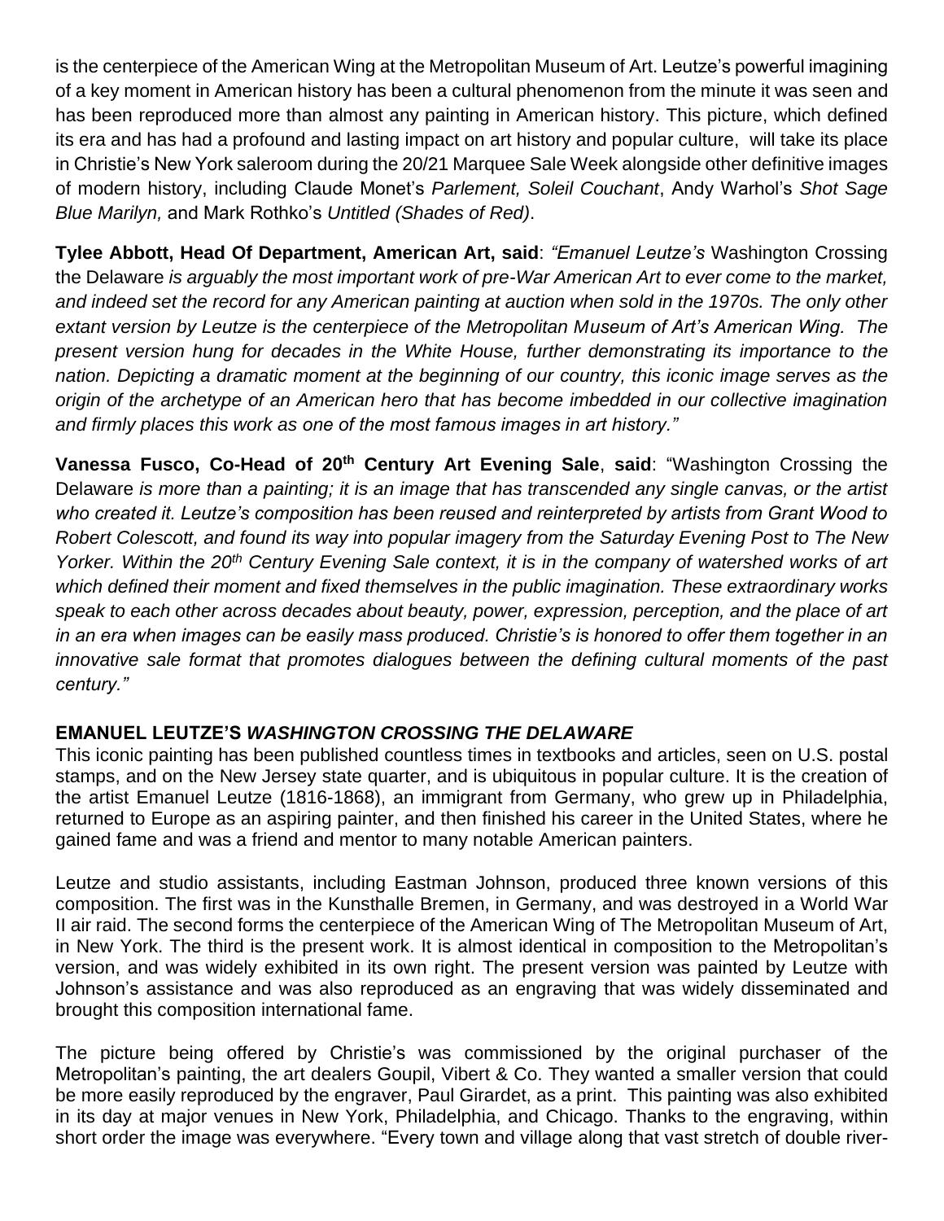is the centerpiece of the American Wing at the Metropolitan Museum of Art. Leutze's powerful imagining of a key moment in American history has been a cultural phenomenon from the minute it was seen and has been reproduced more than almost any painting in American history. This picture, which defined its era and has had a profound and lasting impact on art history and popular culture, will take its place in Christie's New York saleroom during the 20/21 Marquee Sale Week alongside other definitive images of modern history, including Claude Monet's *Parlement, Soleil Couchant*, Andy Warhol's *Shot Sage Blue Marilyn,* and Mark Rothko's *Untitled (Shades of Red)*.

**Tylee Abbott, Head Of Department, American Art, said**: *"Emanuel Leutze's* Washington Crossing the Delaware *is arguably the most important work of pre-War American Art to ever come to the market, and indeed set the record for any American painting at auction when sold in the 1970s. The only other extant version by Leutze is the centerpiece of the Metropolitan Museum of Art's American Wing. The present version hung for decades in the White House, further demonstrating its importance to the nation. Depicting a dramatic moment at the beginning of our country, this iconic image serves as the origin of the archetype of an American hero that has become imbedded in our collective imagination and firmly places this work as one of the most famous images in art history."*

**Vanessa Fusco, Co-Head of 20th Century Art Evening Sale**, **said**: "Washington Crossing the Delaware *is more than a painting; it is an image that has transcended any single canvas, or the artist who created it. Leutze's composition has been reused and reinterpreted by artists from Grant Wood to Robert Colescott, and found its way into popular imagery from the Saturday Evening Post to The New Yorker. Within the 20th Century Evening Sale context, it is in the company of watershed works of art which defined their moment and fixed themselves in the public imagination. These extraordinary works speak to each other across decades about beauty, power, expression, perception, and the place of art in an era when images can be easily mass produced. Christie's is honored to offer them together in an innovative sale format that promotes dialogues between the defining cultural moments of the past century."*

**EMANUEL LEUTZE'S *WASHINGTON CROSSING THE DELAWARE***

This iconic painting has been published countless times in textbooks and articles, seen on U.S. postal stamps, and on the New Jersey state quarter, and is ubiquitous in popular culture. It is the creation of the artist Emanuel Leutze (1816-1868), an immigrant from Germany, who grew up in Philadelphia, returned to Europe as an aspiring painter, and then finished his career in the United States, where he gained fame and was a friend and mentor to many notable American painters.

Leutze and studio assistants, including Eastman Johnson, produced three known versions of this composition. The first was in the Kunsthalle Bremen, in Germany, and was destroyed in a World War II air raid. The second forms the centerpiece of the American Wing of The Metropolitan Museum of Art, in New York. The third is the present work. It is almost identical in composition to the Metropolitan's version, and was widely exhibited in its own right. The present version was painted by Leutze with Johnson's assistance and was also reproduced as an engraving that was widely disseminated and brought this composition international fame.

The picture being offered by Christie's was commissioned by the original purchaser of the Metropolitan's painting, the art dealers Goupil, Vibert & Co. They wanted a smaller version that could be more easily reproduced by the engraver, Paul Girardet, as a print. This painting was also exhibited in its day at major venues in New York, Philadelphia, and Chicago. Thanks to the engraving, within short order the image was everywhere. "Every town and village along that vast stretch of double river-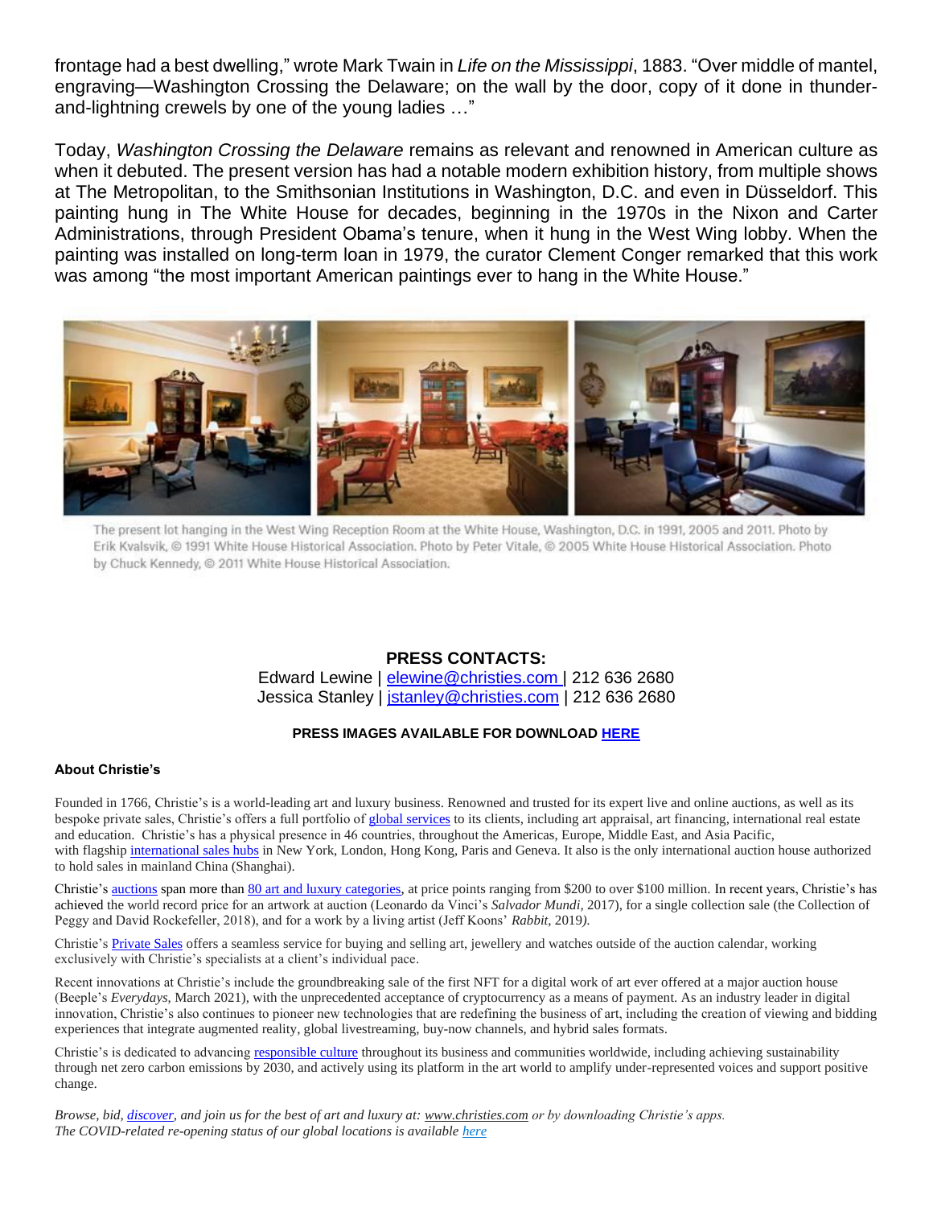frontage had a best dwelling," wrote Mark Twain in *Life on the Mississippi*, 1883. "Over middle of mantel, engraving—Washington Crossing the Delaware; on the wall by the door, copy of it done in thunder-and-lightning crewels by one of the young ladies …"

Today, *Washington Crossing the Delaware* remains as relevant and renowned in American culture as when it debuted. The present version has had a notable modern exhibition history, from multiple shows at The Metropolitan, to the Smithsonian Institutions in Washington, D.C. and even in Düsseldorf. This painting hung in The White House for decades, beginning in the 1970s in the Nixon and Carter Administrations, through President Obama's tenure, when it hung in the West Wing lobby. When the painting was installed on long-term loan in 1979, the curator Clement Conger remarked that this work was among "the most important American paintings ever to hang in the White House."

The present lot hanging in the West Wing Reception Room at the White House, Washington, D.C. in 1991, 2005 and 2011. Photo by Erik Kvalsvik, © 1991 White House Historical Association. Photo by Peter Vitale, © 2005 White House Historical Association. Photo by Chuck Kennedy, © 2011 White House Historical Association.

**PRESS CONTACTS:**
Edward Lewine | elewine@christies.com | 212 636 2680
Jessica Stanley | jstanley@christies.com | 212 636 2680

**PRESS IMAGES AVAILABLE FOR DOWNLOAD HERE**

**About Christie's**

Founded in 1766, Christie's is a world-leading art and luxury business. Renowned and trusted for its expert live and online auctions, as well as its bespoke private sales, Christie's offers a full portfolio of global services to its clients, including art appraisal, art financing, international real estate and education. Christie's has a physical presence in 46 countries, throughout the Americas, Europe, Middle East, and Asia Pacific, with flagship international sales hubs in New York, London, Hong Kong, Paris and Geneva. It also is the only international auction house authorized to hold sales in mainland China (Shanghai).

Christie's auctions span more than 80 art and luxury categories, at price points ranging from $200 to over $100 million. In recent years, Christie's has achieved the world record price for an artwork at auction (Leonardo da Vinci's *Salvador Mundi,* 2017), for a single collection sale (the Collection of Peggy and David Rockefeller, 2018), and for a work by a living artist (Jeff Koons' *Rabbit*, 2019).

Christie's Private Sales offers a seamless service for buying and selling art, jewellery and watches outside of the auction calendar, working exclusively with Christie's specialists at a client's individual pace.

Recent innovations at Christie's include the groundbreaking sale of the first NFT for a digital work of art ever offered at a major auction house (Beeple's *Everydays*, March 2021), with the unprecedented acceptance of cryptocurrency as a means of payment. As an industry leader in digital innovation, Christie's also continues to pioneer new technologies that are redefining the business of art, including the creation of viewing and bidding experiences that integrate augmented reality, global livestreaming, buy-now channels, and hybrid sales formats.

Christie's is dedicated to advancing responsible culture throughout its business and communities worldwide, including achieving sustainability through net zero carbon emissions by 2030, and actively using its platform in the art world to amplify under-represented voices and support positive change.

*Browse, bid, discover, and join us for the best of art and luxury at: www.christies.com or by downloading Christie's apps.*
*The COVID-related re-opening status of our global locations is available here*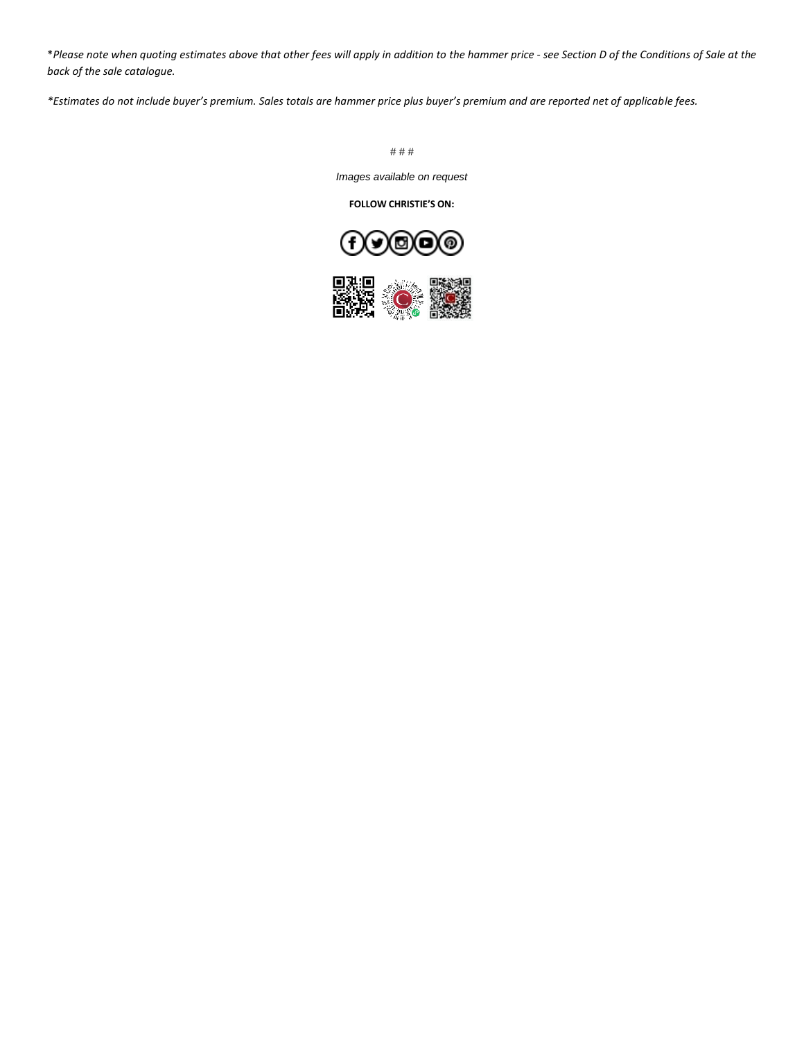*Please note when quoting estimates above that other fees will apply in addition to the hammer price - see Section D of the Conditions of Sale at the back of the sale catalogue.*

*Estimates do not include buyer's premium. Sales totals are hammer price plus buyer's premium and are reported net of applicable fees.*

# # #

*Images available on request*

**FOLLOW CHRISTIE'S ON:**